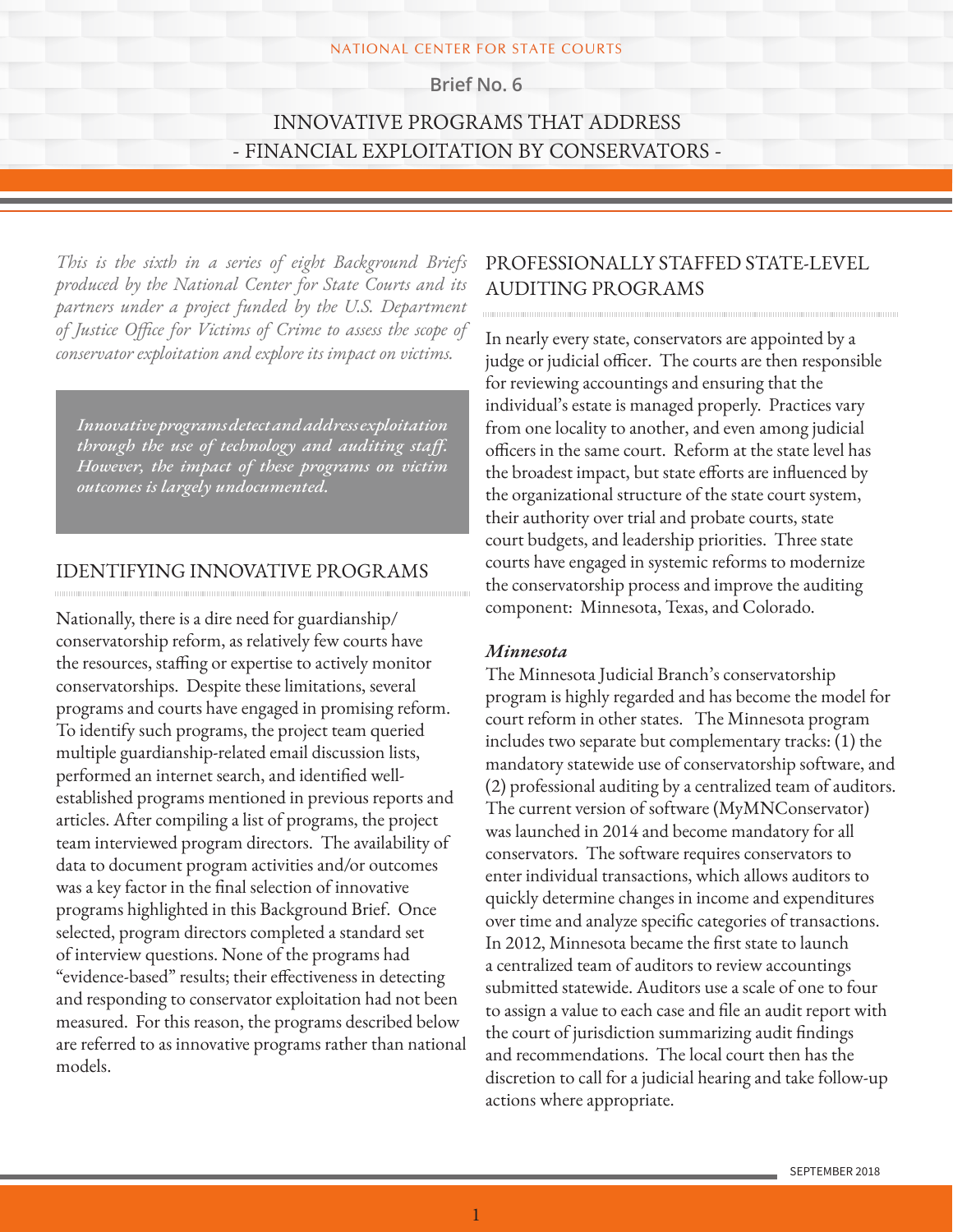NATIONAL CENTER FOR STATE COURTS

Brief No. 6

# INNOVATIVE PROGRAMS THAT ADDRESS - FINANCIAL EXPLOITATION BY CONSERVATORS -

*This is the sixth in a series of eight Background Briefs produced by the National Center for State Courts and its partners under a project funded by the U.S. Department of Justice Office for Victims of Crime to assess the scope of conservator exploitation and explore its impact on victims.*

***Innovative programs detect and address exploitation through the use of technology and auditing staff. However, the impact of these programs on victim outcomes is largely undocumented.***

## IDENTIFYING INNOVATIVE PROGRAMS

Nationally, there is a dire need for guardianship/conservatorship reform, as relatively few courts have the resources, staffing or expertise to actively monitor conservatorships. Despite these limitations, several programs and courts have engaged in promising reform. To identify such programs, the project team queried multiple guardianship-related email discussion lists, performed an internet search, and identified well-established programs mentioned in previous reports and articles. After compiling a list of programs, the project team interviewed program directors. The availability of data to document program activities and/or outcomes was a key factor in the final selection of innovative programs highlighted in this Background Brief. Once selected, program directors completed a standard set of interview questions. None of the programs had "evidence-based" results; their effectiveness in detecting and responding to conservator exploitation had not been measured. For this reason, the programs described below are referred to as innovative programs rather than national models.

## PROFESSIONALLY STAFFED STATE-LEVEL AUDITING PROGRAMS

In nearly every state, conservators are appointed by a judge or judicial officer. The courts are then responsible for reviewing accountings and ensuring that the individual's estate is managed properly. Practices vary from one locality to another, and even among judicial officers in the same court. Reform at the state level has the broadest impact, but state efforts are influenced by the organizational structure of the state court system, their authority over trial and probate courts, state court budgets, and leadership priorities. Three state courts have engaged in systemic reforms to modernize the conservatorship process and improve the auditing component: Minnesota, Texas, and Colorado.

### *Minnesota*

The Minnesota Judicial Branch's conservatorship program is highly regarded and has become the model for court reform in other states. The Minnesota program includes two separate but complementary tracks: (1) the mandatory statewide use of conservatorship software, and (2) professional auditing by a centralized team of auditors. The current version of software (MyMNConservator) was launched in 2014 and become mandatory for all conservators. The software requires conservators to enter individual transactions, which allows auditors to quickly determine changes in income and expenditures over time and analyze specific categories of transactions. In 2012, Minnesota became the first state to launch a centralized team of auditors to review accountings submitted statewide. Auditors use a scale of one to four to assign a value to each case and file an audit report with the court of jurisdiction summarizing audit findings and recommendations. The local court then has the discretion to call for a judicial hearing and take follow-up actions where appropriate.

SEPTEMBER 2018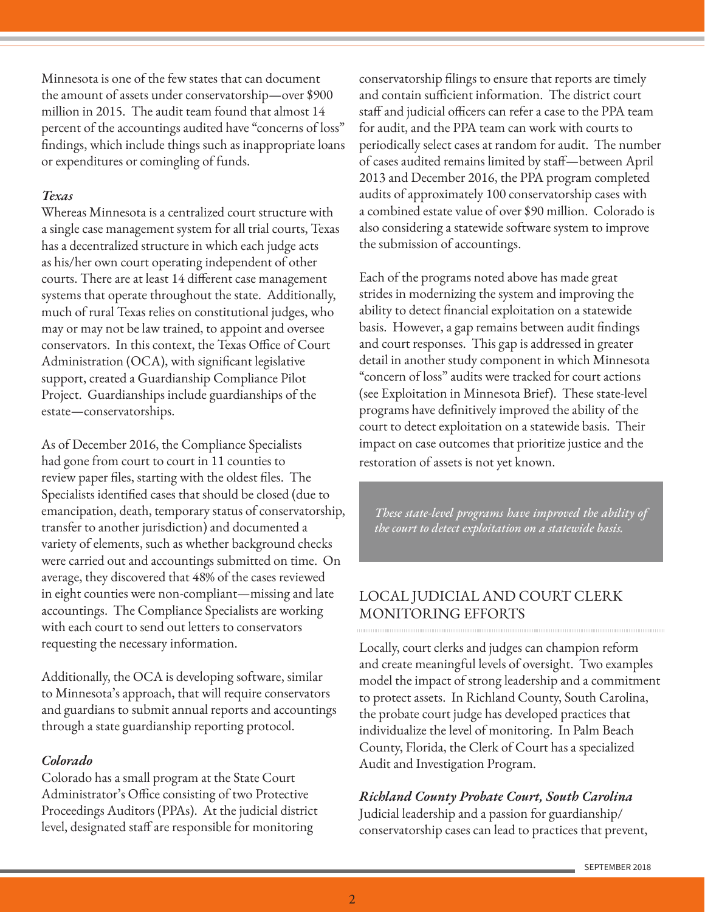Minnesota is one of the few states that can document the amount of assets under conservatorship—over $900 million in 2015. The audit team found that almost 14 percent of the accountings audited have "concerns of loss" findings, which include things such as inappropriate loans or expenditures or comingling of funds.

*Texas*

Whereas Minnesota is a centralized court structure with a single case management system for all trial courts, Texas has a decentralized structure in which each judge acts as his/her own court operating independent of other courts. There are at least 14 different case management systems that operate throughout the state. Additionally, much of rural Texas relies on constitutional judges, who may or may not be law trained, to appoint and oversee conservators. In this context, the Texas Office of Court Administration (OCA), with significant legislative support, created a Guardianship Compliance Pilot Project. Guardianships include guardianships of the estate—conservatorships.

As of December 2016, the Compliance Specialists had gone from court to court in 11 counties to review paper files, starting with the oldest files. The Specialists identified cases that should be closed (due to emancipation, death, temporary status of conservatorship, transfer to another jurisdiction) and documented a variety of elements, such as whether background checks were carried out and accountings submitted on time. On average, they discovered that 48% of the cases reviewed in eight counties were non-compliant—missing and late accountings. The Compliance Specialists are working with each court to send out letters to conservators requesting the necessary information.

Additionally, the OCA is developing software, similar to Minnesota's approach, that will require conservators and guardians to submit annual reports and accountings through a state guardianship reporting protocol.

*Colorado*

Colorado has a small program at the State Court Administrator's Office consisting of two Protective Proceedings Auditors (PPAs). At the judicial district level, designated staff are responsible for monitoring conservatorship filings to ensure that reports are timely and contain sufficient information. The district court staff and judicial officers can refer a case to the PPA team for audit, and the PPA team can work with courts to periodically select cases at random for audit. The number of cases audited remains limited by staff—between April 2013 and December 2016, the PPA program completed audits of approximately 100 conservatorship cases with a combined estate value of over $90 million. Colorado is also considering a statewide software system to improve the submission of accountings.

Each of the programs noted above has made great strides in modernizing the system and improving the ability to detect financial exploitation on a statewide basis. However, a gap remains between audit findings and court responses. This gap is addressed in greater detail in another study component in which Minnesota "concern of loss" audits were tracked for court actions (see Exploitation in Minnesota Brief). These state-level programs have definitively improved the ability of the court to detect exploitation on a statewide basis. Their impact on case outcomes that prioritize justice and the restoration of assets is not yet known.

> *These state-level programs have improved the ability of the court to detect exploitation on a statewide basis.*

## LOCAL JUDICIAL AND COURT CLERK MONITORING EFFORTS

Locally, court clerks and judges can champion reform and create meaningful levels of oversight. Two examples model the impact of strong leadership and a commitment to protect assets. In Richland County, South Carolina, the probate court judge has developed practices that individualize the level of monitoring. In Palm Beach County, Florida, the Clerk of Court has a specialized Audit and Investigation Program.

***Richland County Probate Court, South Carolina***

Judicial leadership and a passion for guardianship/conservatorship cases can lead to practices that prevent,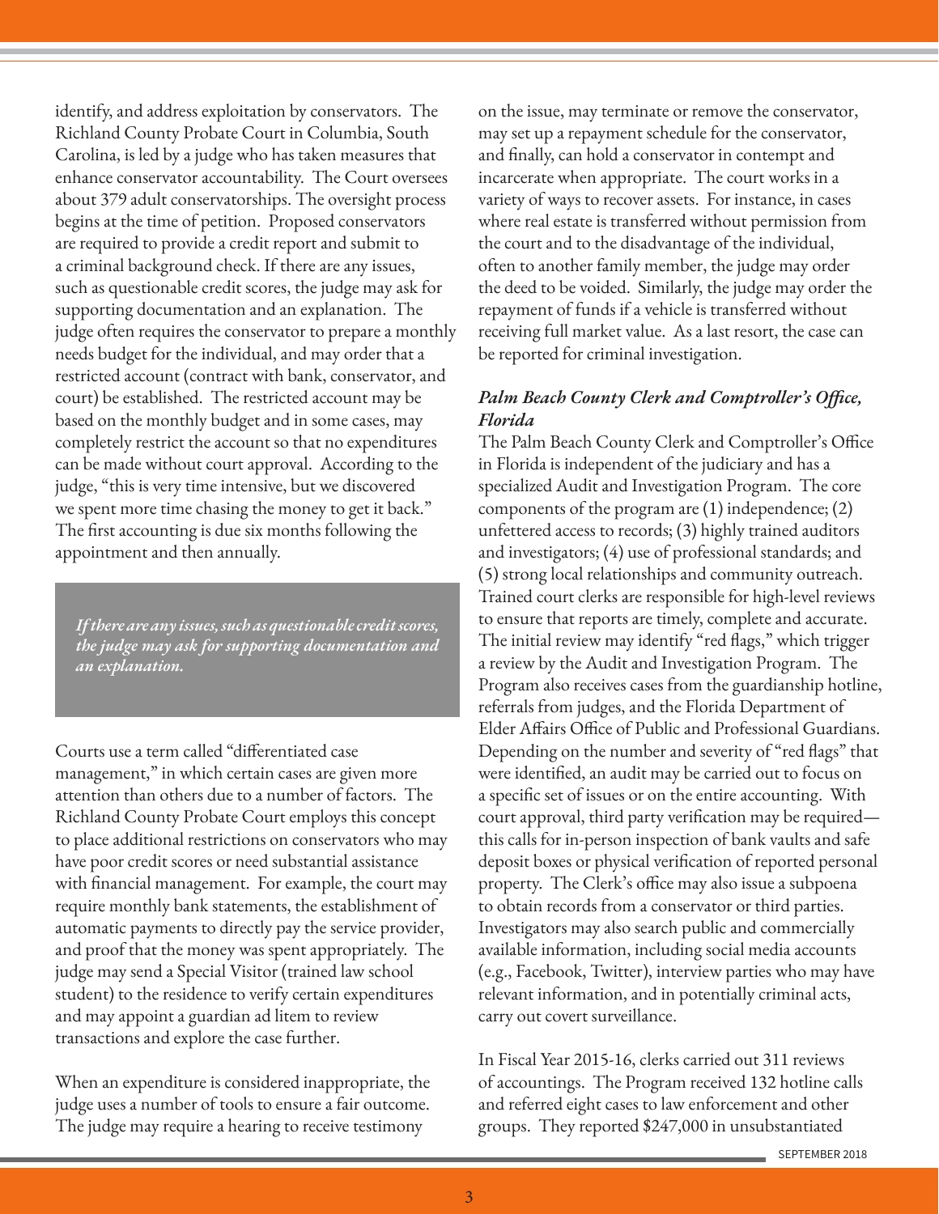identify, and address exploitation by conservators. The Richland County Probate Court in Columbia, South Carolina, is led by a judge who has taken measures that enhance conservator accountability. The Court oversees about 379 adult conservatorships. The oversight process begins at the time of petition. Proposed conservators are required to provide a credit report and submit to a criminal background check. If there are any issues, such as questionable credit scores, the judge may ask for supporting documentation and an explanation. The judge often requires the conservator to prepare a monthly needs budget for the individual, and may order that a restricted account (contract with bank, conservator, and court) be established. The restricted account may be based on the monthly budget and in some cases, may completely restrict the account so that no expenditures can be made without court approval. According to the judge, "this is very time intensive, but we discovered we spent more time chasing the money to get it back." The first accounting is due six months following the appointment and then annually.

> ***If there are any issues, such as questionable credit scores, the judge may ask for supporting documentation and an explanation.***

Courts use a term called "differentiated case management," in which certain cases are given more attention than others due to a number of factors. The Richland County Probate Court employs this concept to place additional restrictions on conservators who may have poor credit scores or need substantial assistance with financial management. For example, the court may require monthly bank statements, the establishment of automatic payments to directly pay the service provider, and proof that the money was spent appropriately. The judge may send a Special Visitor (trained law school student) to the residence to verify certain expenditures and may appoint a guardian ad litem to review transactions and explore the case further.

When an expenditure is considered inappropriate, the judge uses a number of tools to ensure a fair outcome. The judge may require a hearing to receive testimony on the issue, may terminate or remove the conservator, may set up a repayment schedule for the conservator, and finally, can hold a conservator in contempt and incarcerate when appropriate. The court works in a variety of ways to recover assets. For instance, in cases where real estate is transferred without permission from the court and to the disadvantage of the individual, often to another family member, the judge may order the deed to be voided. Similarly, the judge may order the repayment of funds if a vehicle is transferred without receiving full market value. As a last resort, the case can be reported for criminal investigation.

### *Palm Beach County Clerk and Comptroller's Office, Florida*

The Palm Beach County Clerk and Comptroller's Office in Florida is independent of the judiciary and has a specialized Audit and Investigation Program. The core components of the program are (1) independence; (2) unfettered access to records; (3) highly trained auditors and investigators; (4) use of professional standards; and (5) strong local relationships and community outreach. Trained court clerks are responsible for high-level reviews to ensure that reports are timely, complete and accurate. The initial review may identify "red flags," which trigger a review by the Audit and Investigation Program. The Program also receives cases from the guardianship hotline, referrals from judges, and the Florida Department of Elder Affairs Office of Public and Professional Guardians. Depending on the number and severity of "red flags" that were identified, an audit may be carried out to focus on a specific set of issues or on the entire accounting. With court approval, third party verification may be required—this calls for in-person inspection of bank vaults and safe deposit boxes or physical verification of reported personal property. The Clerk's office may also issue a subpoena to obtain records from a conservator or third parties. Investigators may also search public and commercially available information, including social media accounts (e.g., Facebook, Twitter), interview parties who may have relevant information, and in potentially criminal acts, carry out covert surveillance.

In Fiscal Year 2015-16, clerks carried out 311 reviews of accountings. The Program received 132 hotline calls and referred eight cases to law enforcement and other groups. They reported $247,000 in unsubstantiated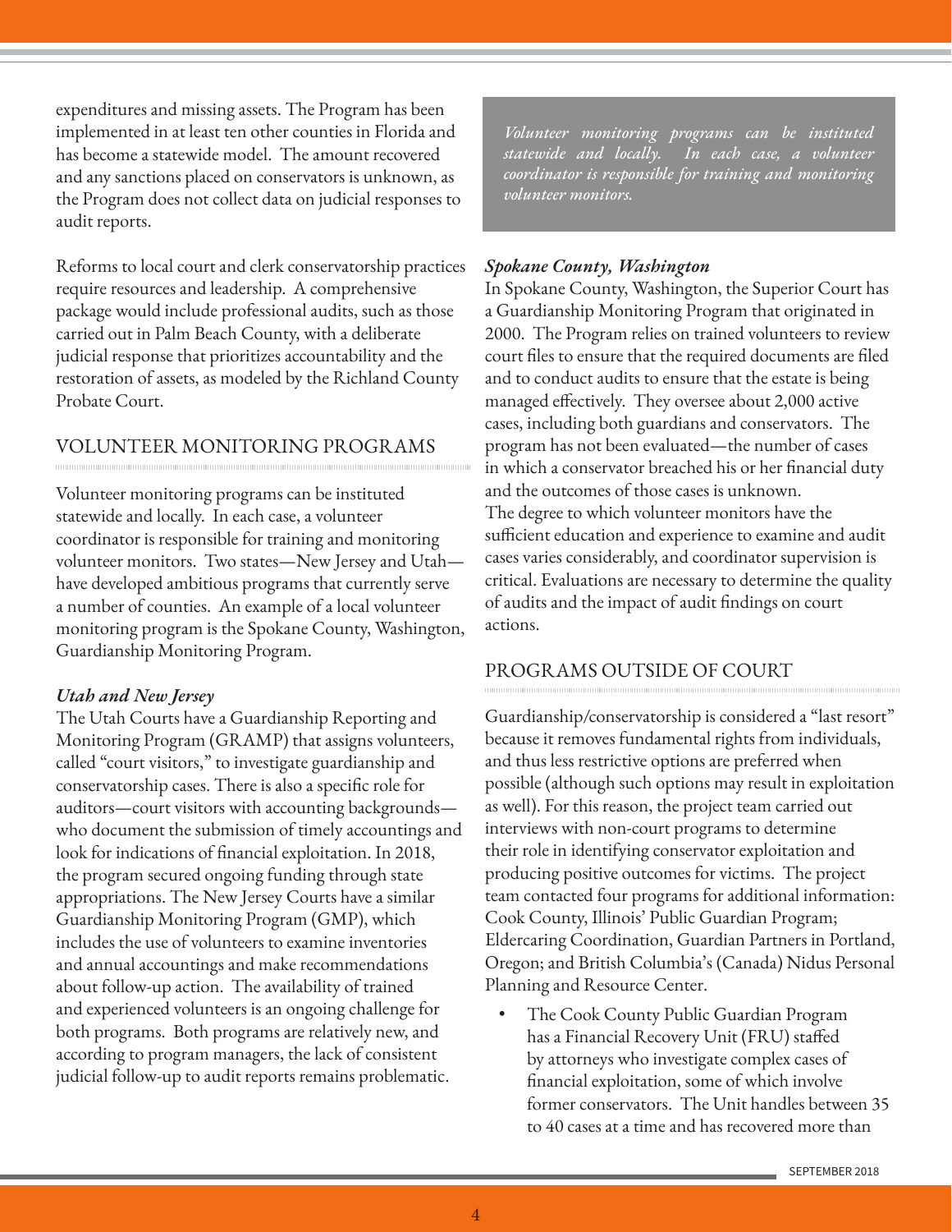expenditures and missing assets. The Program has been implemented in at least ten other counties in Florida and has become a statewide model. The amount recovered and any sanctions placed on conservators is unknown, as the Program does not collect data on judicial responses to audit reports.

Reforms to local court and clerk conservatorship practices require resources and leadership. A comprehensive package would include professional audits, such as those carried out in Palm Beach County, with a deliberate judicial response that prioritizes accountability and the restoration of assets, as modeled by the Richland County Probate Court.

## VOLUNTEER MONITORING PROGRAMS

Volunteer monitoring programs can be instituted statewide and locally. In each case, a volunteer coordinator is responsible for training and monitoring volunteer monitors. Two states—New Jersey and Utah—have developed ambitious programs that currently serve a number of counties. An example of a local volunteer monitoring program is the Spokane County, Washington, Guardianship Monitoring Program.

### *Utah and New Jersey*

The Utah Courts have a Guardianship Reporting and Monitoring Program (GRAMP) that assigns volunteers, called "court visitors," to investigate guardianship and conservatorship cases. There is also a specific role for auditors—court visitors with accounting backgrounds—who document the submission of timely accountings and look for indications of financial exploitation. In 2018, the program secured ongoing funding through state appropriations. The New Jersey Courts have a similar Guardianship Monitoring Program (GMP), which includes the use of volunteers to examine inventories and annual accountings and make recommendations about follow-up action. The availability of trained and experienced volunteers is an ongoing challenge for both programs. Both programs are relatively new, and according to program managers, the lack of consistent judicial follow-up to audit reports remains problematic.

*Volunteer monitoring programs can be instituted statewide and locally. In each case, a volunteer coordinator is responsible for training and monitoring volunteer monitors.*

### *Spokane County, Washington*

In Spokane County, Washington, the Superior Court has a Guardianship Monitoring Program that originated in 2000. The Program relies on trained volunteers to review court files to ensure that the required documents are filed and to conduct audits to ensure that the estate is being managed effectively. They oversee about 2,000 active cases, including both guardians and conservators. The program has not been evaluated—the number of cases in which a conservator breached his or her financial duty and the outcomes of those cases is unknown. The degree to which volunteer monitors have the sufficient education and experience to examine and audit cases varies considerably, and coordinator supervision is critical. Evaluations are necessary to determine the quality of audits and the impact of audit findings on court actions.

## PROGRAMS OUTSIDE OF COURT

Guardianship/conservatorship is considered a "last resort" because it removes fundamental rights from individuals, and thus less restrictive options are preferred when possible (although such options may result in exploitation as well). For this reason, the project team carried out interviews with non-court programs to determine their role in identifying conservator exploitation and producing positive outcomes for victims. The project team contacted four programs for additional information: Cook County, Illinois' Public Guardian Program; Eldercaring Coordination, Guardian Partners in Portland, Oregon; and British Columbia's (Canada) Nidus Personal Planning and Resource Center.

- The Cook County Public Guardian Program has a Financial Recovery Unit (FRU) staffed by attorneys who investigate complex cases of financial exploitation, some of which involve former conservators. The Unit handles between 35 to 40 cases at a time and has recovered more than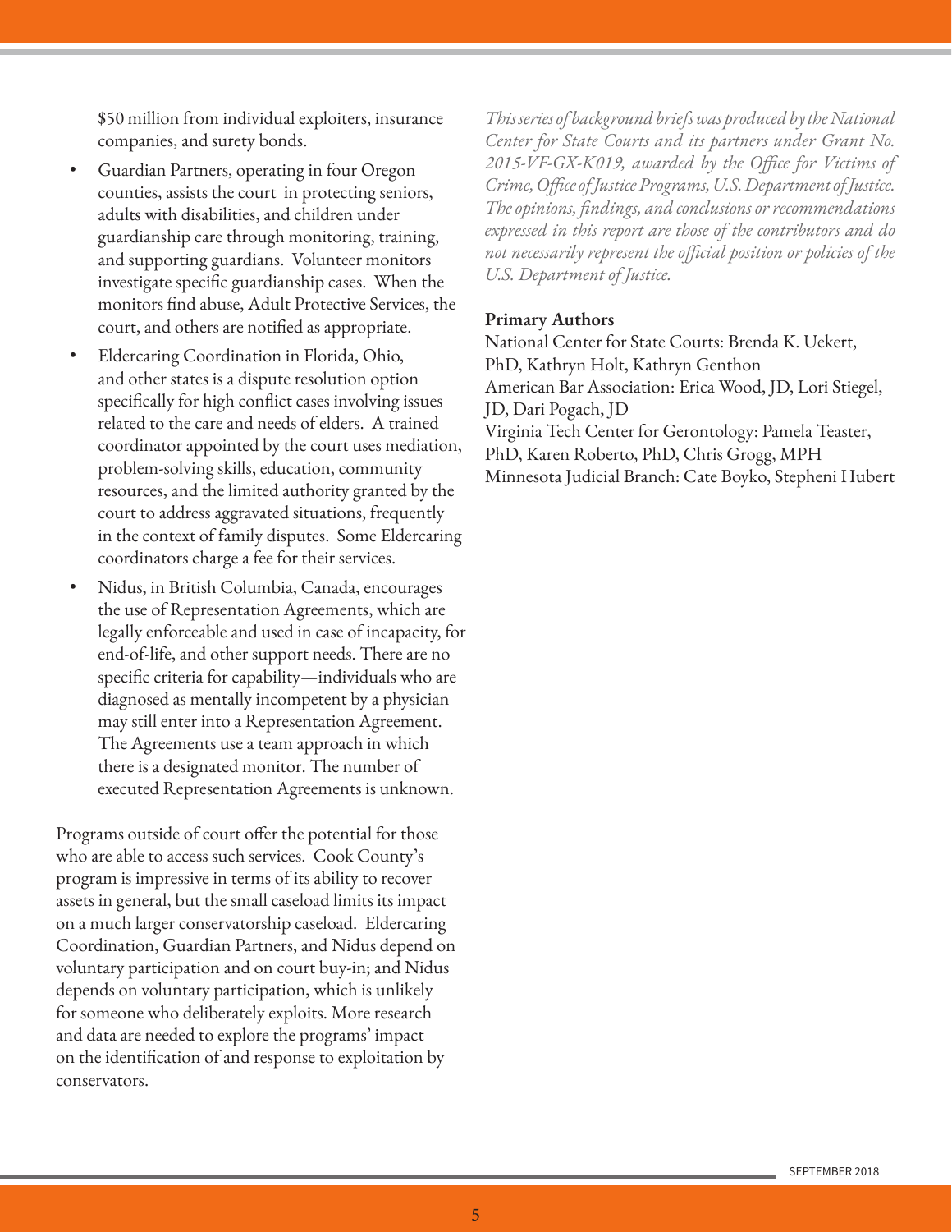$50 million from individual exploiters, insurance companies, and surety bonds.

- Guardian Partners, operating in four Oregon counties, assists the court in protecting seniors, adults with disabilities, and children under guardianship care through monitoring, training, and supporting guardians. Volunteer monitors investigate specific guardianship cases. When the monitors find abuse, Adult Protective Services, the court, and others are notified as appropriate.
- Eldercaring Coordination in Florida, Ohio, and other states is a dispute resolution option specifically for high conflict cases involving issues related to the care and needs of elders. A trained coordinator appointed by the court uses mediation, problem-solving skills, education, community resources, and the limited authority granted by the court to address aggravated situations, frequently in the context of family disputes. Some Eldercaring coordinators charge a fee for their services.
- Nidus, in British Columbia, Canada, encourages the use of Representation Agreements, which are legally enforceable and used in case of incapacity, for end-of-life, and other support needs. There are no specific criteria for capability—individuals who are diagnosed as mentally incompetent by a physician may still enter into a Representation Agreement. The Agreements use a team approach in which there is a designated monitor. The number of executed Representation Agreements is unknown.

Programs outside of court offer the potential for those who are able to access such services. Cook County's program is impressive in terms of its ability to recover assets in general, but the small caseload limits its impact on a much larger conservatorship caseload. Eldercaring Coordination, Guardian Partners, and Nidus depend on voluntary participation and on court buy-in; and Nidus depends on voluntary participation, which is unlikely for someone who deliberately exploits. More research and data are needed to explore the programs' impact on the identification of and response to exploitation by conservators.

*This series of background briefs was produced by the National Center for State Courts and its partners under Grant No. 2015-VF-GX-K019, awarded by the Office for Victims of Crime, Office of Justice Programs, U.S. Department of Justice. The opinions, findings, and conclusions or recommendations expressed in this report are those of the contributors and do not necessarily represent the official position or policies of the U.S. Department of Justice.*

**Primary Authors**

National Center for State Courts: Brenda K. Uekert, PhD, Kathryn Holt, Kathryn Genthon
American Bar Association: Erica Wood, JD, Lori Stiegel, JD, Dari Pogach, JD
Virginia Tech Center for Gerontology: Pamela Teaster, PhD, Karen Roberto, PhD, Chris Grogg, MPH
Minnesota Judicial Branch: Cate Boyko, Stepheni Hubert